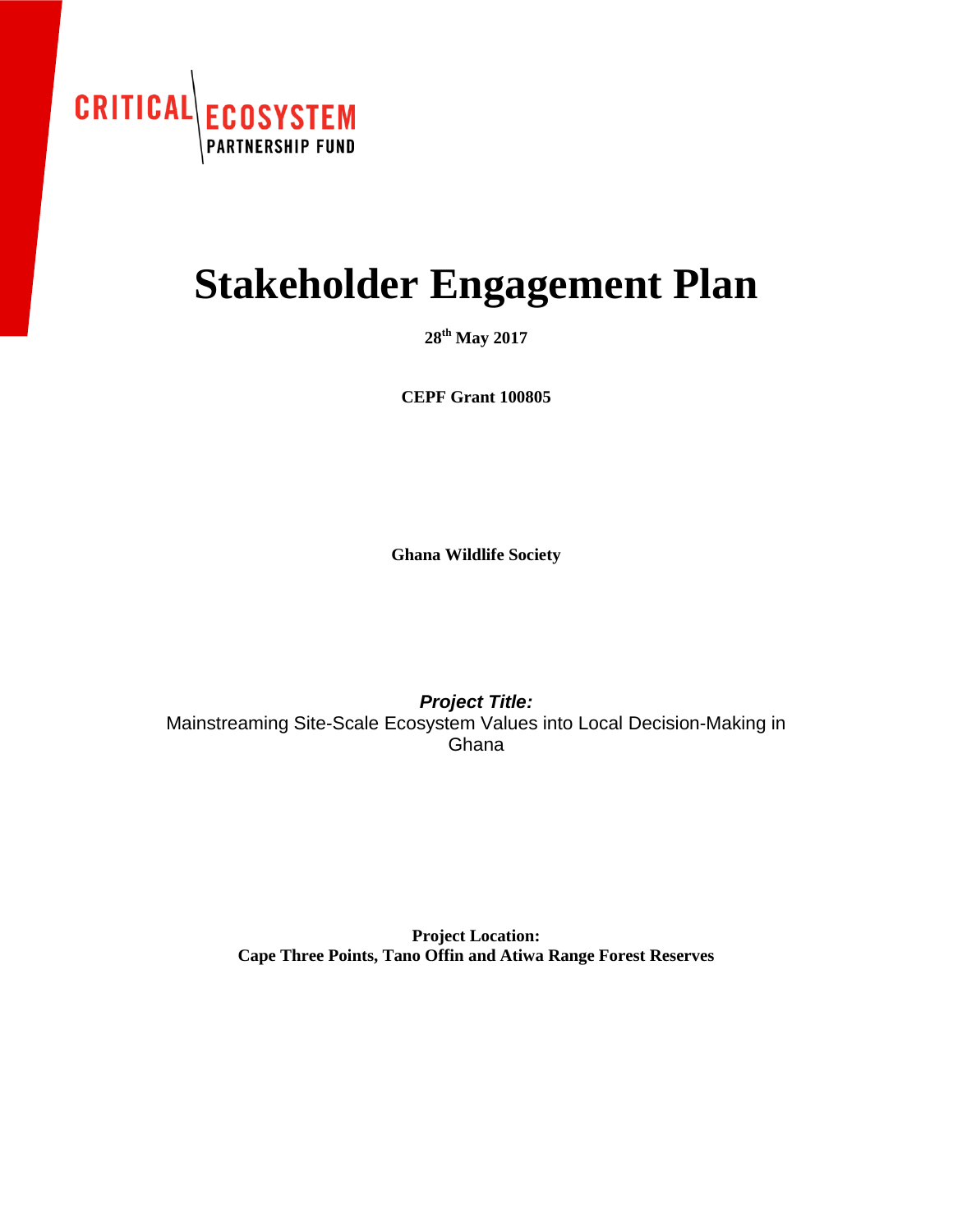CRITICAL ECOSYSTEM PARTNERSHIP FUND

# Stakeholder Engagement Plan

**28th May 2017**

**CEPF Grant 100805**

**Ghana Wildlife Society**

***Project Title:***
Mainstreaming Site-Scale Ecosystem Values into Local Decision-Making in Ghana

**Project Location:**
**Cape Three Points, Tano Offin and Atiwa Range Forest Reserves**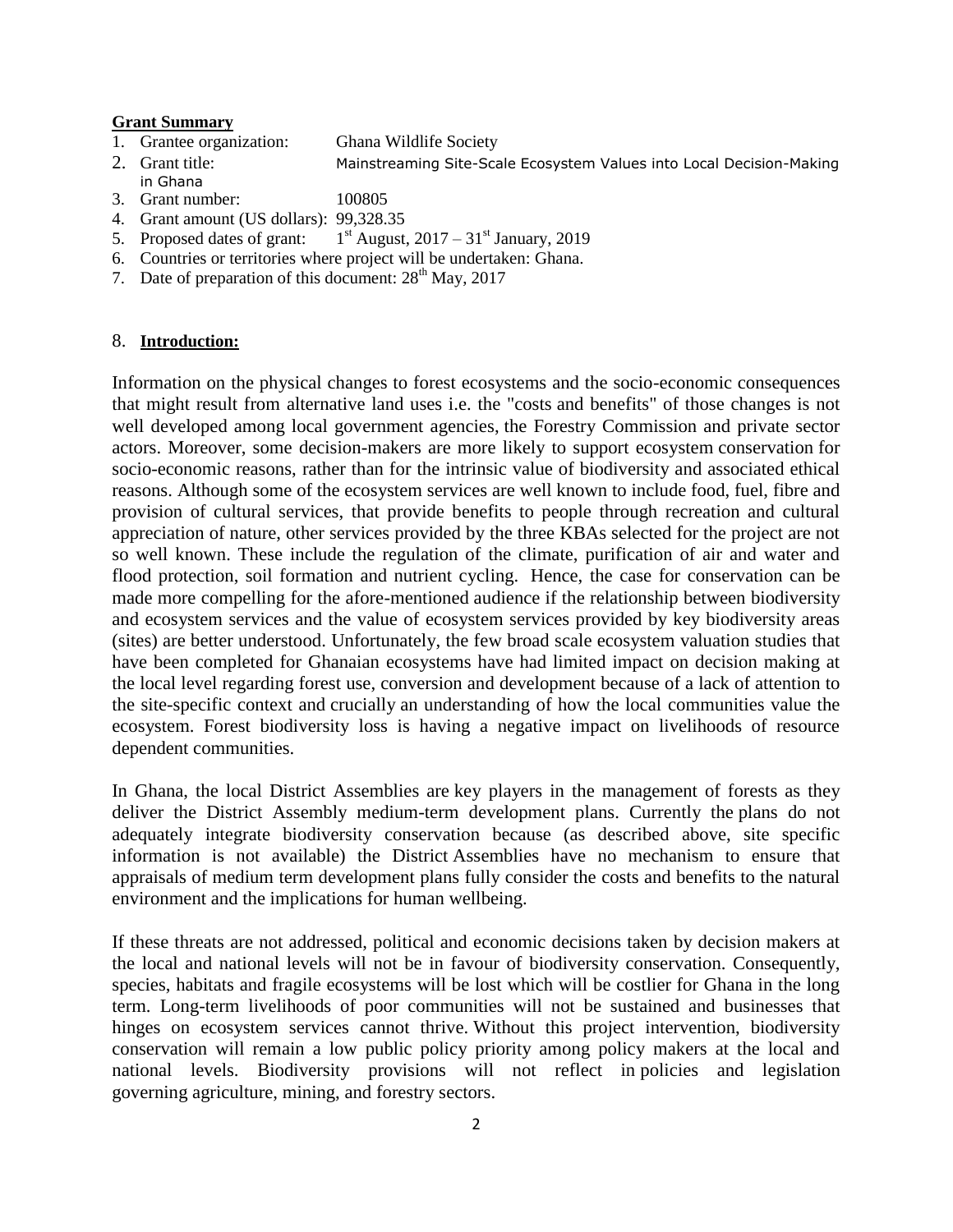**Grant Summary**

1. Grantee organization: Ghana Wildlife Society
2. Grant title: Mainstreaming Site-Scale Ecosystem Values into Local Decision-Making in Ghana
3. Grant number: 100805
4. Grant amount (US dollars): 99,328.35
5. Proposed dates of grant: 1st August, 2017 – 31st January, 2019
6. Countries or territories where project will be undertaken: Ghana.
7. Date of preparation of this document: 28th May, 2017

8. **Introduction:**

Information on the physical changes to forest ecosystems and the socio-economic consequences that might result from alternative land uses i.e. the "costs and benefits" of those changes is not well developed among local government agencies, the Forestry Commission and private sector actors. Moreover, some decision-makers are more likely to support ecosystem conservation for socio-economic reasons, rather than for the intrinsic value of biodiversity and associated ethical reasons. Although some of the ecosystem services are well known to include food, fuel, fibre and provision of cultural services, that provide benefits to people through recreation and cultural appreciation of nature, other services provided by the three KBAs selected for the project are not so well known. These include the regulation of the climate, purification of air and water and flood protection, soil formation and nutrient cycling. Hence, the case for conservation can be made more compelling for the afore-mentioned audience if the relationship between biodiversity and ecosystem services and the value of ecosystem services provided by key biodiversity areas (sites) are better understood. Unfortunately, the few broad scale ecosystem valuation studies that have been completed for Ghanaian ecosystems have had limited impact on decision making at the local level regarding forest use, conversion and development because of a lack of attention to the site-specific context and crucially an understanding of how the local communities value the ecosystem. Forest biodiversity loss is having a negative impact on livelihoods of resource dependent communities.

In Ghana, the local District Assemblies are key players in the management of forests as they deliver the District Assembly medium-term development plans. Currently the plans do not adequately integrate biodiversity conservation because (as described above, site specific information is not available) the District Assemblies have no mechanism to ensure that appraisals of medium term development plans fully consider the costs and benefits to the natural environment and the implications for human wellbeing.

If these threats are not addressed, political and economic decisions taken by decision makers at the local and national levels will not be in favour of biodiversity conservation. Consequently, species, habitats and fragile ecosystems will be lost which will be costlier for Ghana in the long term. Long-term livelihoods of poor communities will not be sustained and businesses that hinges on ecosystem services cannot thrive. Without this project intervention, biodiversity conservation will remain a low public policy priority among policy makers at the local and national levels. Biodiversity provisions will not reflect in policies and legislation governing agriculture, mining, and forestry sectors.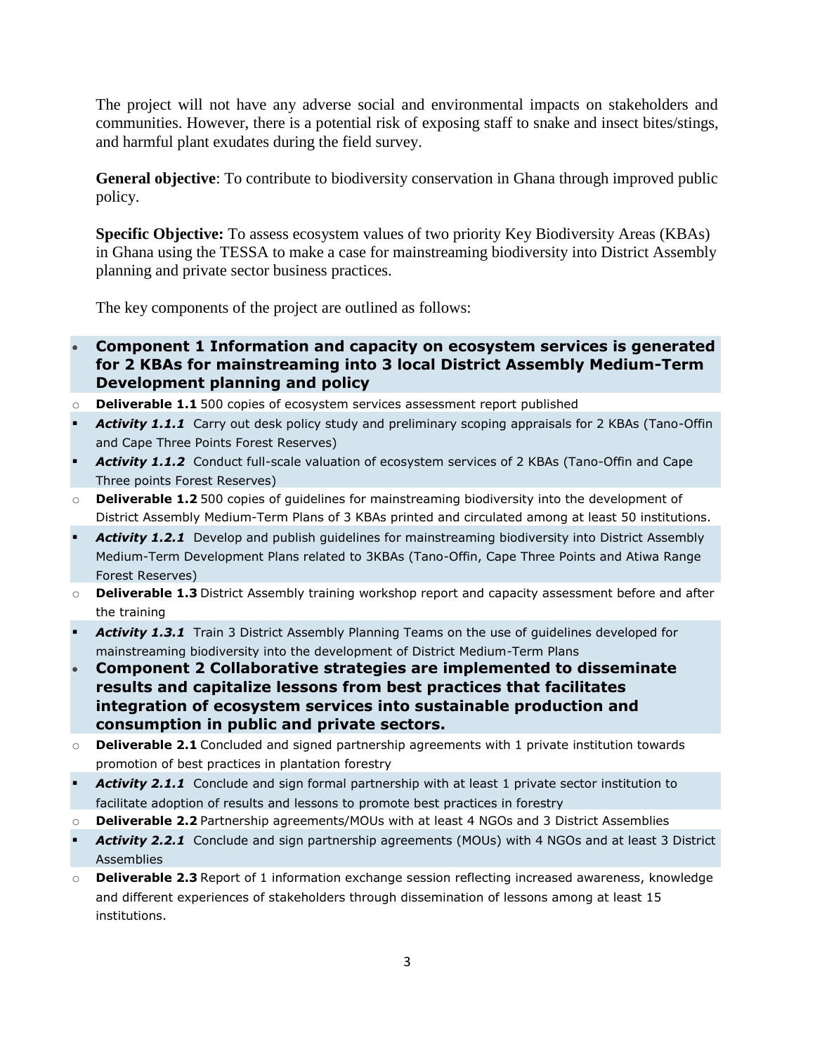The project will not have any adverse social and environmental impacts on stakeholders and communities. However, there is a potential risk of exposing staff to snake and insect bites/stings, and harmful plant exudates during the field survey.

**General objective**: To contribute to biodiversity conservation in Ghana through improved public policy.

**Specific Objective:** To assess ecosystem values of two priority Key Biodiversity Areas (KBAs) in Ghana using the TESSA to make a case for mainstreaming biodiversity into District Assembly planning and private sector business practices.

The key components of the project are outlined as follows:

- **Component 1 Information and capacity on ecosystem services is generated for 2 KBAs for mainstreaming into 3 local District Assembly Medium-Term Development planning and policy**
  - **Deliverable 1.1** 500 copies of ecosystem services assessment report published
    - ***Activity 1.1.1*** Carry out desk policy study and preliminary scoping appraisals for 2 KBAs (Tano-Offin and Cape Three Points Forest Reserves)
    - ***Activity 1.1.2*** Conduct full-scale valuation of ecosystem services of 2 KBAs (Tano-Offin and Cape Three points Forest Reserves)
  - **Deliverable 1.2** 500 copies of guidelines for mainstreaming biodiversity into the development of District Assembly Medium-Term Plans of 3 KBAs printed and circulated among at least 50 institutions.
    - ***Activity 1.2.1*** Develop and publish guidelines for mainstreaming biodiversity into District Assembly Medium-Term Development Plans related to 3KBAs (Tano-Offin, Cape Three Points and Atiwa Range Forest Reserves)
  - **Deliverable 1.3** District Assembly training workshop report and capacity assessment before and after the training
    - ***Activity 1.3.1*** Train 3 District Assembly Planning Teams on the use of guidelines developed for mainstreaming biodiversity into the development of District Medium-Term Plans
- **Component 2 Collaborative strategies are implemented to disseminate results and capitalize lessons from best practices that facilitates integration of ecosystem services into sustainable production and consumption in public and private sectors.**
  - **Deliverable 2.1** Concluded and signed partnership agreements with 1 private institution towards promotion of best practices in plantation forestry
    - ***Activity 2.1.1*** Conclude and sign formal partnership with at least 1 private sector institution to facilitate adoption of results and lessons to promote best practices in forestry
  - **Deliverable 2.2** Partnership agreements/MOUs with at least 4 NGOs and 3 District Assemblies
    - ***Activity 2.2.1*** Conclude and sign partnership agreements (MOUs) with 4 NGOs and at least 3 District Assemblies
  - **Deliverable 2.3** Report of 1 information exchange session reflecting increased awareness, knowledge and different experiences of stakeholders through dissemination of lessons among at least 15 institutions.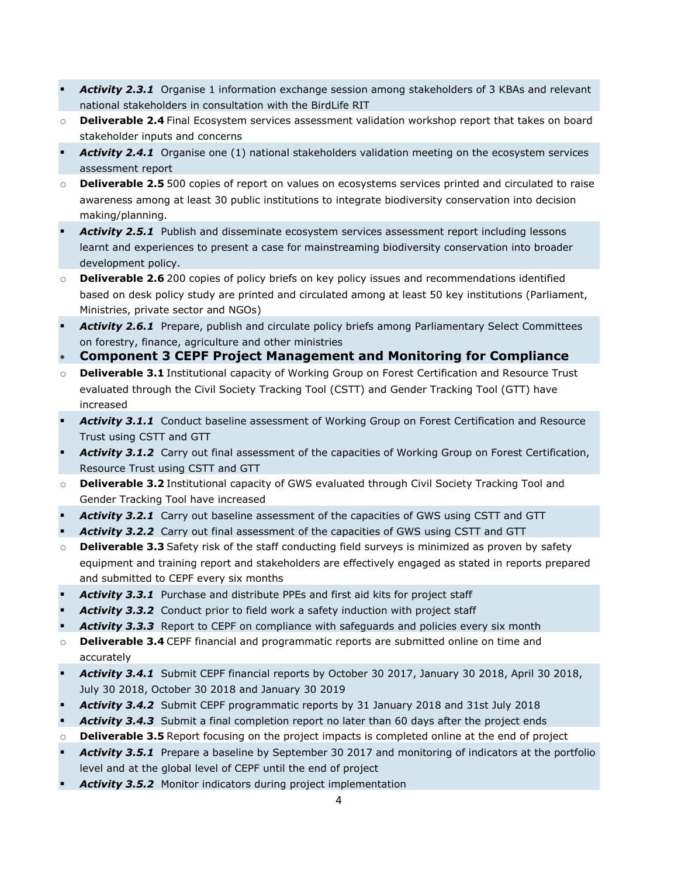- ***Activity 2.3.1*** Organise 1 information exchange session among stakeholders of 3 KBAs and relevant national stakeholders in consultation with the BirdLife RIT
  - **Deliverable 2.4** Final Ecosystem services assessment validation workshop report that takes on board stakeholder inputs and concerns
- ***Activity 2.4.1*** Organise one (1) national stakeholders validation meeting on the ecosystem services assessment report
  - **Deliverable 2.5** 500 copies of report on values on ecosystems services printed and circulated to raise awareness among at least 30 public institutions to integrate biodiversity conservation into decision making/planning.
- ***Activity 2.5.1*** Publish and disseminate ecosystem services assessment report including lessons learnt and experiences to present a case for mainstreaming biodiversity conservation into broader development policy.
  - **Deliverable 2.6** 200 copies of policy briefs on key policy issues and recommendations identified based on desk policy study are printed and circulated among at least 50 key institutions (Parliament, Ministries, private sector and NGOs)
- ***Activity 2.6.1*** Prepare, publish and circulate policy briefs among Parliamentary Select Committees on forestry, finance, agriculture and other ministries

- **Component 3 CEPF Project Management and Monitoring for Compliance**
  - **Deliverable 3.1** Institutional capacity of Working Group on Forest Certification and Resource Trust evaluated through the Civil Society Tracking Tool (CSTT) and Gender Tracking Tool (GTT) have increased
- ***Activity 3.1.1*** Conduct baseline assessment of Working Group on Forest Certification and Resource Trust using CSTT and GTT
- ***Activity 3.1.2*** Carry out final assessment of the capacities of Working Group on Forest Certification, Resource Trust using CSTT and GTT
  - **Deliverable 3.2** Institutional capacity of GWS evaluated through Civil Society Tracking Tool and Gender Tracking Tool have increased
- ***Activity 3.2.1*** Carry out baseline assessment of the capacities of GWS using CSTT and GTT
- ***Activity 3.2.2*** Carry out final assessment of the capacities of GWS using CSTT and GTT
  - **Deliverable 3.3** Safety risk of the staff conducting field surveys is minimized as proven by safety equipment and training report and stakeholders are effectively engaged as stated in reports prepared and submitted to CEPF every six months
- ***Activity 3.3.1*** Purchase and distribute PPEs and first aid kits for project staff
- ***Activity 3.3.2*** Conduct prior to field work a safety induction with project staff
- ***Activity 3.3.3*** Report to CEPF on compliance with safeguards and policies every six month
  - **Deliverable 3.4** CEPF financial and programmatic reports are submitted online on time and accurately
- ***Activity 3.4.1*** Submit CEPF financial reports by October 30 2017, January 30 2018, April 30 2018, July 30 2018, October 30 2018 and January 30 2019
- ***Activity 3.4.2*** Submit CEPF programmatic reports by 31 January 2018 and 31st July 2018
- ***Activity 3.4.3*** Submit a final completion report no later than 60 days after the project ends
  - **Deliverable 3.5** Report focusing on the project impacts is completed online at the end of project
- ***Activity 3.5.1*** Prepare a baseline by September 30 2017 and monitoring of indicators at the portfolio level and at the global level of CEPF until the end of project
- ***Activity 3.5.2*** Monitor indicators during project implementation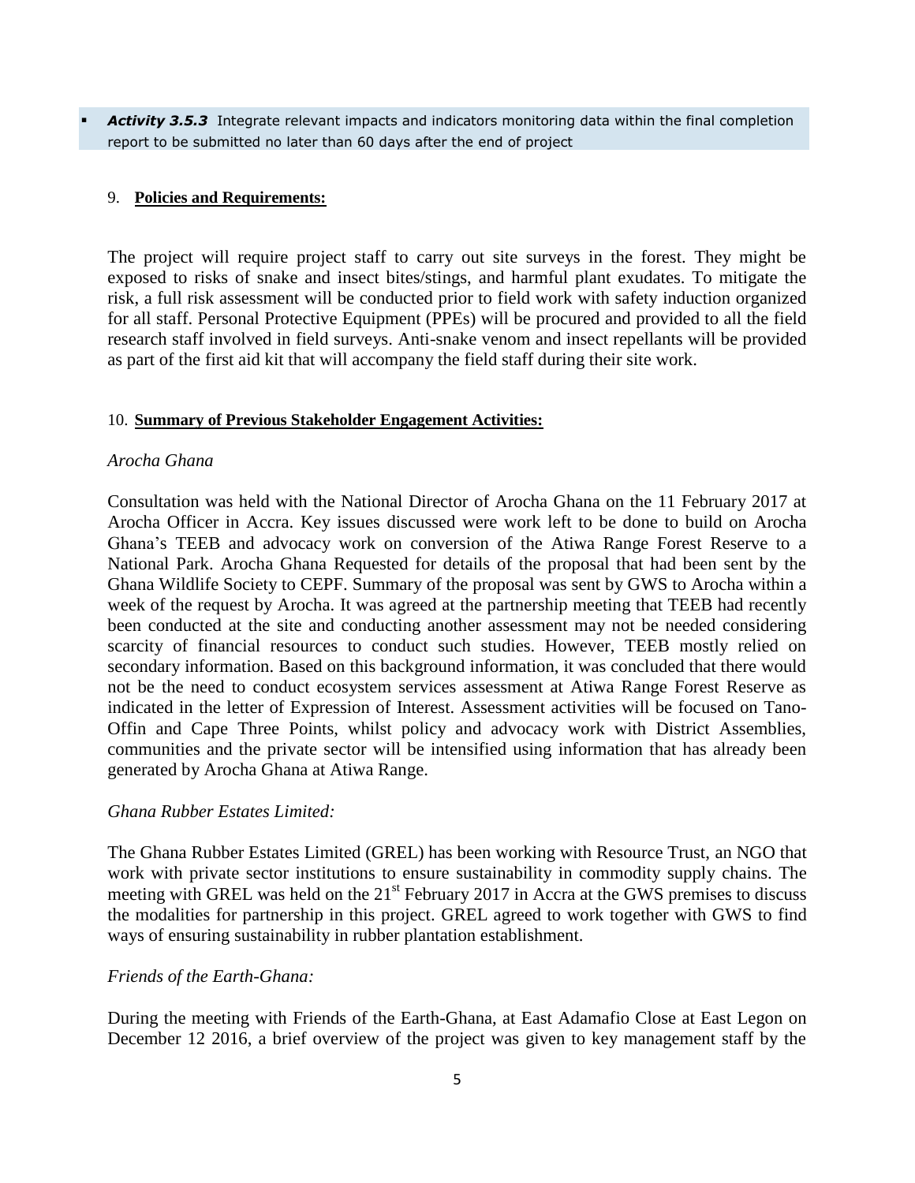- ***Activity 3.5.3*** Integrate relevant impacts and indicators monitoring data within the final completion report to be submitted no later than 60 days after the end of project

9. **Policies and Requirements:**

The project will require project staff to carry out site surveys in the forest. They might be exposed to risks of snake and insect bites/stings, and harmful plant exudates. To mitigate the risk, a full risk assessment will be conducted prior to field work with safety induction organized for all staff. Personal Protective Equipment (PPEs) will be procured and provided to all the field research staff involved in field surveys. Anti-snake venom and insect repellants will be provided as part of the first aid kit that will accompany the field staff during their site work.

10. **Summary of Previous Stakeholder Engagement Activities:**

*Arocha Ghana*

Consultation was held with the National Director of Arocha Ghana on the 11 February 2017 at Arocha Officer in Accra. Key issues discussed were work left to be done to build on Arocha Ghana's TEEB and advocacy work on conversion of the Atiwa Range Forest Reserve to a National Park. Arocha Ghana Requested for details of the proposal that had been sent by the Ghana Wildlife Society to CEPF. Summary of the proposal was sent by GWS to Arocha within a week of the request by Arocha. It was agreed at the partnership meeting that TEEB had recently been conducted at the site and conducting another assessment may not be needed considering scarcity of financial resources to conduct such studies. However, TEEB mostly relied on secondary information. Based on this background information, it was concluded that there would not be the need to conduct ecosystem services assessment at Atiwa Range Forest Reserve as indicated in the letter of Expression of Interest. Assessment activities will be focused on Tano-Offin and Cape Three Points, whilst policy and advocacy work with District Assemblies, communities and the private sector will be intensified using information that has already been generated by Arocha Ghana at Atiwa Range.

*Ghana Rubber Estates Limited:*

The Ghana Rubber Estates Limited (GREL) has been working with Resource Trust, an NGO that work with private sector institutions to ensure sustainability in commodity supply chains. The meeting with GREL was held on the 21st February 2017 in Accra at the GWS premises to discuss the modalities for partnership in this project. GREL agreed to work together with GWS to find ways of ensuring sustainability in rubber plantation establishment.

*Friends of the Earth-Ghana:*

During the meeting with Friends of the Earth-Ghana, at East Adamafio Close at East Legon on December 12 2016, a brief overview of the project was given to key management staff by the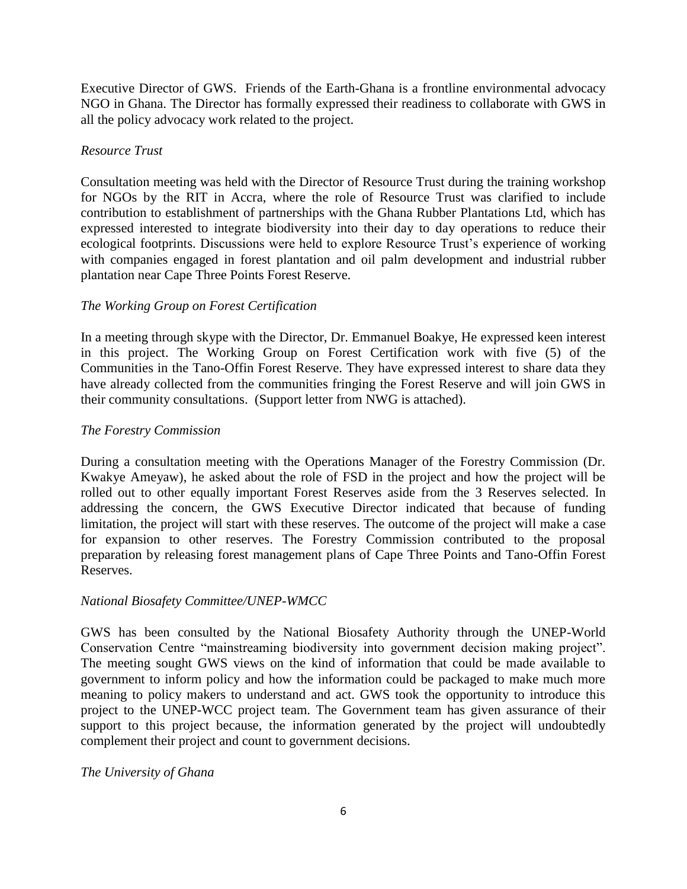Executive Director of GWS. Friends of the Earth-Ghana is a frontline environmental advocacy NGO in Ghana. The Director has formally expressed their readiness to collaborate with GWS in all the policy advocacy work related to the project.

*Resource Trust*

Consultation meeting was held with the Director of Resource Trust during the training workshop for NGOs by the RIT in Accra, where the role of Resource Trust was clarified to include contribution to establishment of partnerships with the Ghana Rubber Plantations Ltd, which has expressed interested to integrate biodiversity into their day to day operations to reduce their ecological footprints. Discussions were held to explore Resource Trust's experience of working with companies engaged in forest plantation and oil palm development and industrial rubber plantation near Cape Three Points Forest Reserve.

*The Working Group on Forest Certification*

In a meeting through skype with the Director, Dr. Emmanuel Boakye, He expressed keen interest in this project. The Working Group on Forest Certification work with five (5) of the Communities in the Tano-Offin Forest Reserve. They have expressed interest to share data they have already collected from the communities fringing the Forest Reserve and will join GWS in their community consultations. (Support letter from NWG is attached).

*The Forestry Commission*

During a consultation meeting with the Operations Manager of the Forestry Commission (Dr. Kwakye Ameyaw), he asked about the role of FSD in the project and how the project will be rolled out to other equally important Forest Reserves aside from the 3 Reserves selected. In addressing the concern, the GWS Executive Director indicated that because of funding limitation, the project will start with these reserves. The outcome of the project will make a case for expansion to other reserves. The Forestry Commission contributed to the proposal preparation by releasing forest management plans of Cape Three Points and Tano-Offin Forest Reserves.

*National Biosafety Committee/UNEP-WMCC*

GWS has been consulted by the National Biosafety Authority through the UNEP-World Conservation Centre "mainstreaming biodiversity into government decision making project". The meeting sought GWS views on the kind of information that could be made available to government to inform policy and how the information could be packaged to make much more meaning to policy makers to understand and act. GWS took the opportunity to introduce this project to the UNEP-WCC project team. The Government team has given assurance of their support to this project because, the information generated by the project will undoubtedly complement their project and count to government decisions.

*The University of Ghana*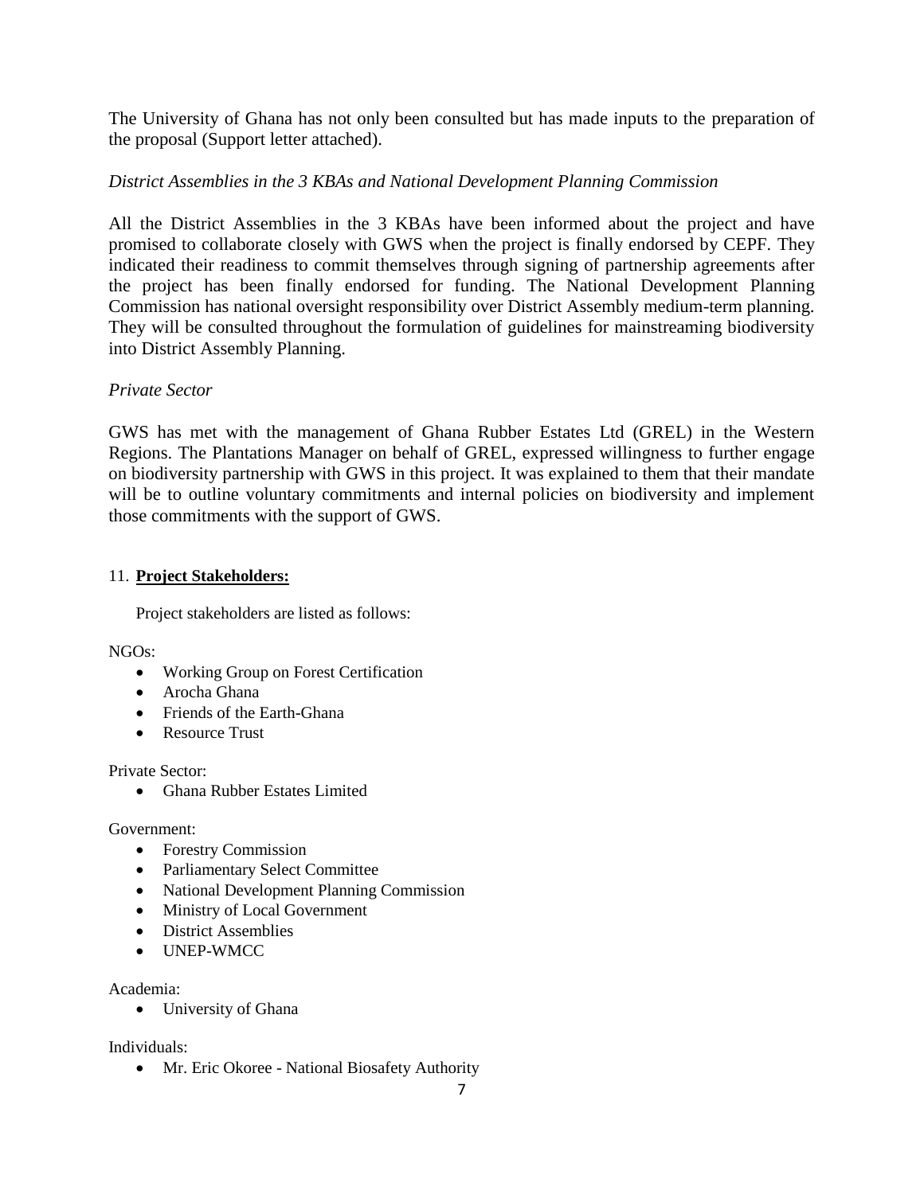The University of Ghana has not only been consulted but has made inputs to the preparation of the proposal (Support letter attached).

*District Assemblies in the 3 KBAs and National Development Planning Commission*

All the District Assemblies in the 3 KBAs have been informed about the project and have promised to collaborate closely with GWS when the project is finally endorsed by CEPF. They indicated their readiness to commit themselves through signing of partnership agreements after the project has been finally endorsed for funding. The National Development Planning Commission has national oversight responsibility over District Assembly medium-term planning. They will be consulted throughout the formulation of guidelines for mainstreaming biodiversity into District Assembly Planning.

*Private Sector*

GWS has met with the management of Ghana Rubber Estates Ltd (GREL) in the Western Regions. The Plantations Manager on behalf of GREL, expressed willingness to further engage on biodiversity partnership with GWS in this project. It was explained to them that their mandate will be to outline voluntary commitments and internal policies on biodiversity and implement those commitments with the support of GWS.

11. **Project Stakeholders:**

Project stakeholders are listed as follows:

NGOs:

- Working Group on Forest Certification
- Arocha Ghana
- Friends of the Earth-Ghana
- Resource Trust

Private Sector:

- Ghana Rubber Estates Limited

Government:

- Forestry Commission
- Parliamentary Select Committee
- National Development Planning Commission
- Ministry of Local Government
- District Assemblies
- UNEP-WMCC

Academia:

- University of Ghana

Individuals:

- Mr. Eric Okoree - National Biosafety Authority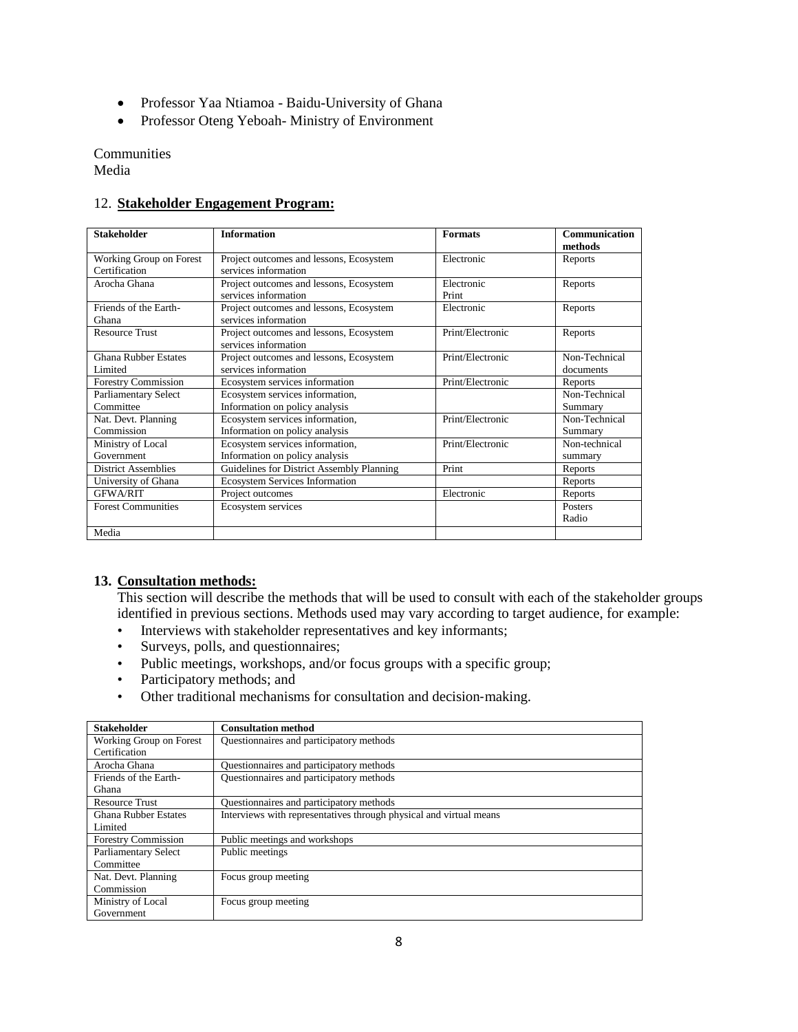- Professor Yaa Ntiamoa - Baidu-University of Ghana
- Professor Oteng Yeboah- Ministry of Environment

Communities
Media

## 12. **Stakeholder Engagement Program:**

| Stakeholder | Information | Formats | Communication methods |
|---|---|---|---|
| Working Group on Forest Certification | Project outcomes and lessons, Ecosystem services information | Electronic | Reports |
| Arocha Ghana | Project outcomes and lessons, Ecosystem services information | Electronic Print | Reports |
| Friends of the Earth-Ghana | Project outcomes and lessons, Ecosystem services information | Electronic | Reports |
| Resource Trust | Project outcomes and lessons, Ecosystem services information | Print/Electronic | Reports |
| Ghana Rubber Estates Limited | Project outcomes and lessons, Ecosystem services information | Print/Electronic | Non-Technical documents |
| Forestry Commission | Ecosystem services information | Print/Electronic | Reports |
| Parliamentary Select Committee | Ecosystem services information, Information on policy analysis | | Non-Technical Summary |
| Nat. Devt. Planning Commission | Ecosystem services information, Information on policy analysis | Print/Electronic | Non-Technical Summary |
| Ministry of Local Government | Ecosystem services information, Information on policy analysis | Print/Electronic | Non-technical summary |
| District Assemblies | Guidelines for District Assembly Planning | Print | Reports |
| University of Ghana | Ecosystem Services Information | | Reports |
| GFWA/RIT | Project outcomes | Electronic | Reports |
| Forest Communities | Ecosystem services | | Posters Radio |
| Media | | | |

## 13. **Consultation methods:**

This section will describe the methods that will be used to consult with each of the stakeholder groups identified in previous sections. Methods used may vary according to target audience, for example:

- Interviews with stakeholder representatives and key informants;
- Surveys, polls, and questionnaires;
- Public meetings, workshops, and/or focus groups with a specific group;
- Participatory methods; and
- Other traditional mechanisms for consultation and decision-making.

| Stakeholder | Consultation method |
|---|---|
| Working Group on Forest Certification | Questionnaires and participatory methods |
| Arocha Ghana | Questionnaires and participatory methods |
| Friends of the Earth-Ghana | Questionnaires and participatory methods |
| Resource Trust | Questionnaires and participatory methods |
| Ghana Rubber Estates Limited | Interviews with representatives through physical and virtual means |
| Forestry Commission | Public meetings and workshops |
| Parliamentary Select Committee | Public meetings |
| Nat. Devt. Planning Commission | Focus group meeting |
| Ministry of Local Government | Focus group meeting |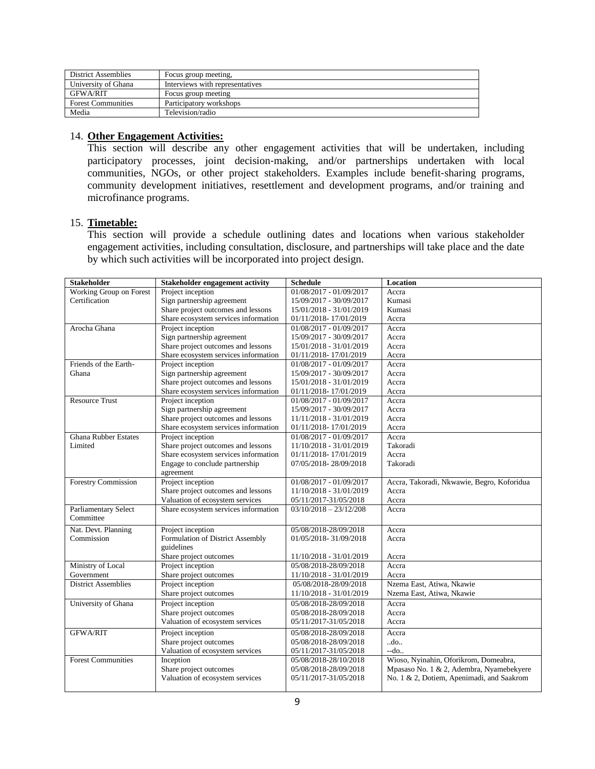| District Assemblies | Focus group meeting, |
|---|---|
| University of Ghana | Interviews with representatives |
| GFWA/RIT | Focus group meeting |
| Forest Communities | Participatory workshops |
| Media | Television/radio |

14. **Other Engagement Activities:**

This section will describe any other engagement activities that will be undertaken, including participatory processes, joint decision-making, and/or partnerships undertaken with local communities, NGOs, or other project stakeholders. Examples include benefit-sharing programs, community development initiatives, resettlement and development programs, and/or training and microfinance programs.

15. **Timetable:**

This section will provide a schedule outlining dates and locations when various stakeholder engagement activities, including consultation, disclosure, and partnerships will take place and the date by which such activities will be incorporated into project design.

| Stakeholder | Stakeholder engagement activity | Schedule | Location |
|---|---|---|---|
| Working Group on Forest Certification | Project inception | 01/08/2017 - 01/09/2017 | Accra |
| | Sign partnership agreement | 15/09/2017 - 30/09/2017 | Kumasi |
| | Share project outcomes and lessons | 15/01/2018 - 31/01/2019 | Kumasi |
| | Share ecosystem services information | 01/11/2018- 17/01/2019 | Accra |
| Arocha Ghana | Project inception | 01/08/2017 - 01/09/2017 | Accra |
| | Sign partnership agreement | 15/09/2017 - 30/09/2017 | Accra |
| | Share project outcomes and lessons | 15/01/2018 - 31/01/2019 | Accra |
| | Share ecosystem services information | 01/11/2018- 17/01/2019 | Accra |
| Friends of the Earth-Ghana | Project inception | 01/08/2017 - 01/09/2017 | Accra |
| | Sign partnership agreement | 15/09/2017 - 30/09/2017 | Accra |
| | Share project outcomes and lessons | 15/01/2018 - 31/01/2019 | Accra |
| | Share ecosystem services information | 01/11/2018- 17/01/2019 | Accra |
| Resource Trust | Project inception | 01/08/2017 - 01/09/2017 | Accra |
| | Sign partnership agreement | 15/09/2017 - 30/09/2017 | Accra |
| | Share project outcomes and lessons | 11/11/2018 - 31/01/2019 | Accra |
| | Share ecosystem services information | 01/11/2018- 17/01/2019 | Accra |
| Ghana Rubber Estates Limited | Project inception | 01/08/2017 - 01/09/2017 | Accra |
| | Share project outcomes and lessons | 11/10/2018 - 31/01/2019 | Takoradi |
| | Share ecosystem services information | 01/11/2018- 17/01/2019 | Accra |
| | Engage to conclude partnership agreement | 07/05/2018- 28/09/2018 | Takoradi |
| Forestry Commission | Project inception | 01/08/2017 - 01/09/2017 | Accra, Takoradi, Nkwawie, Begro, Koforidua |
| | Share project outcomes and lessons | 11/10/2018 - 31/01/2019 | Accra |
| | Valuation of ecosystem services | 05/11/2017-31/05/2018 | Accra |
| Parliamentary Select Committee | Share ecosystem services information | 03/10/2018 – 23/12/208 | Accra |
| Nat. Devt. Planning Commission | Project inception | 05/08/2018-28/09/2018 | Accra |
| | Formulation of District Assembly guidelines | 01/05/2018- 31/09/2018 | Accra |
| | Share project outcomes | 11/10/2018 - 31/01/2019 | Accra |
| Ministry of Local Government | Project inception | 05/08/2018-28/09/2018 | Accra |
| | Share project outcomes | 11/10/2018 - 31/01/2019 | Accra |
| District Assemblies | Project inception | 05/08/2018-28/09/2018 | Nzema East, Atiwa, Nkawie |
| | Share project outcomes | 11/10/2018 - 31/01/2019 | Nzema East, Atiwa, Nkawie |
| University of Ghana | Project inception | 05/08/2018-28/09/2018 | Accra |
| | Share project outcomes | 05/08/2018-28/09/2018 | Accra |
| | Valuation of ecosystem services | 05/11/2017-31/05/2018 | Accra |
| GFWA/RIT | Project inception | 05/08/2018-28/09/2018 | Accra |
| | Share project outcomes | 05/08/2018-28/09/2018 | ..do.. |
| | Valuation of ecosystem services | 05/11/2017-31/05/2018 | --do.. |
| Forest Communities | Inception | 05/08/2018-28/10/2018 | Wioso, Nyinahin, Oforikrom, Domeabra, Mpasaso No. 1 & 2, Adembra, Nyamebekyere No. 1 & 2, Dotiem, Apenimadi, and Saakrom |
| | Share project outcomes | 05/08/2018-28/09/2018 | |
| | Valuation of ecosystem services | 05/11/2017-31/05/2018 | |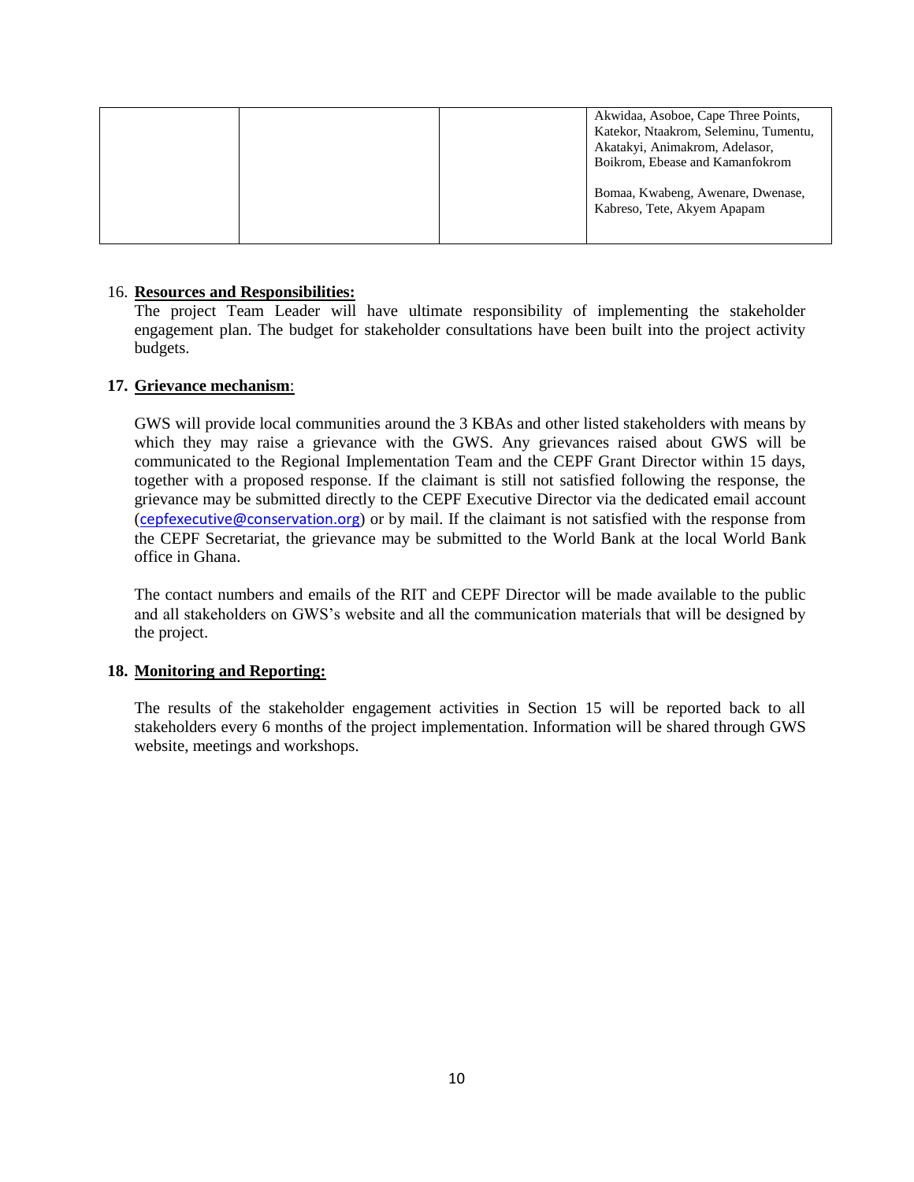| | | | |
|---|---|---|---|
| | | | Akwidaa, Asoboe, Cape Three Points, Katekor, Ntaakrom, Seleminu, Tumentu, Akatakyi, Animakrom, Adelasor, Boikrom, Ebease and Kamanfokrom<br><br>Bomaa, Kwabeng, Awenare, Dwenase, Kabreso, Tete, Akyem Apapam |

16. **Resources and Responsibilities:**
The project Team Leader will have ultimate responsibility of implementing the stakeholder engagement plan. The budget for stakeholder consultations have been built into the project activity budgets.

**17. Grievance mechanism**:

GWS will provide local communities around the 3 KBAs and other listed stakeholders with means by which they may raise a grievance with the GWS. Any grievances raised about GWS will be communicated to the Regional Implementation Team and the CEPF Grant Director within 15 days, together with a proposed response. If the claimant is still not satisfied following the response, the grievance may be submitted directly to the CEPF Executive Director via the dedicated email account (cepfexecutive@conservation.org) or by mail. If the claimant is not satisfied with the response from the CEPF Secretariat, the grievance may be submitted to the World Bank at the local World Bank office in Ghana.

The contact numbers and emails of the RIT and CEPF Director will be made available to the public and all stakeholders on GWS's website and all the communication materials that will be designed by the project.

**18. Monitoring and Reporting:**

The results of the stakeholder engagement activities in Section 15 will be reported back to all stakeholders every 6 months of the project implementation. Information will be shared through GWS website, meetings and workshops.